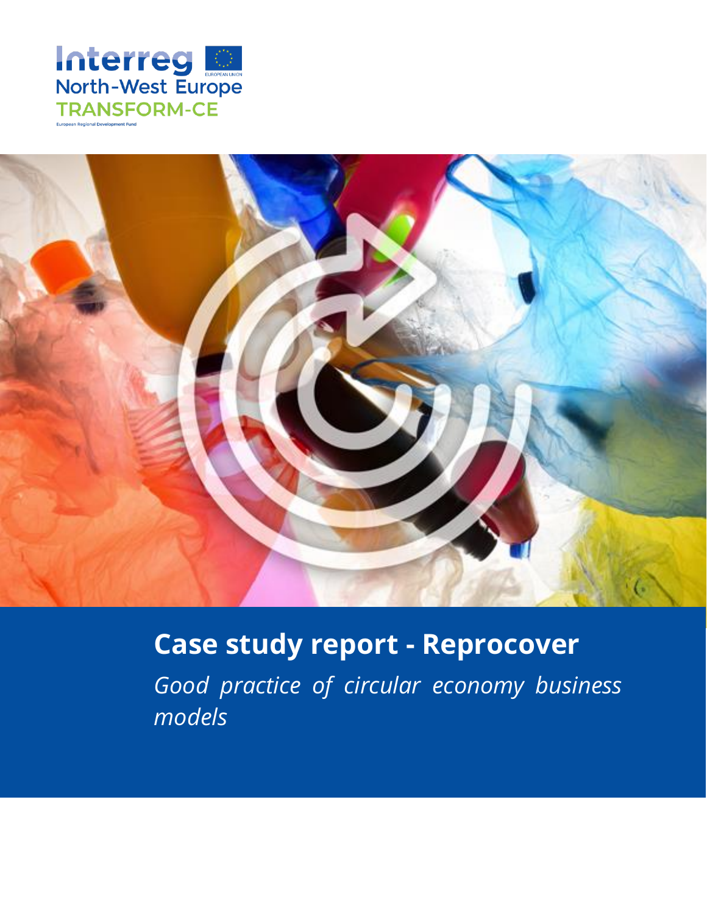Interreg North-West Europe

TRANSFORM-CE

European Regional Development Fund

# Case study report - Reprocover

*Good practice of circular economy business models*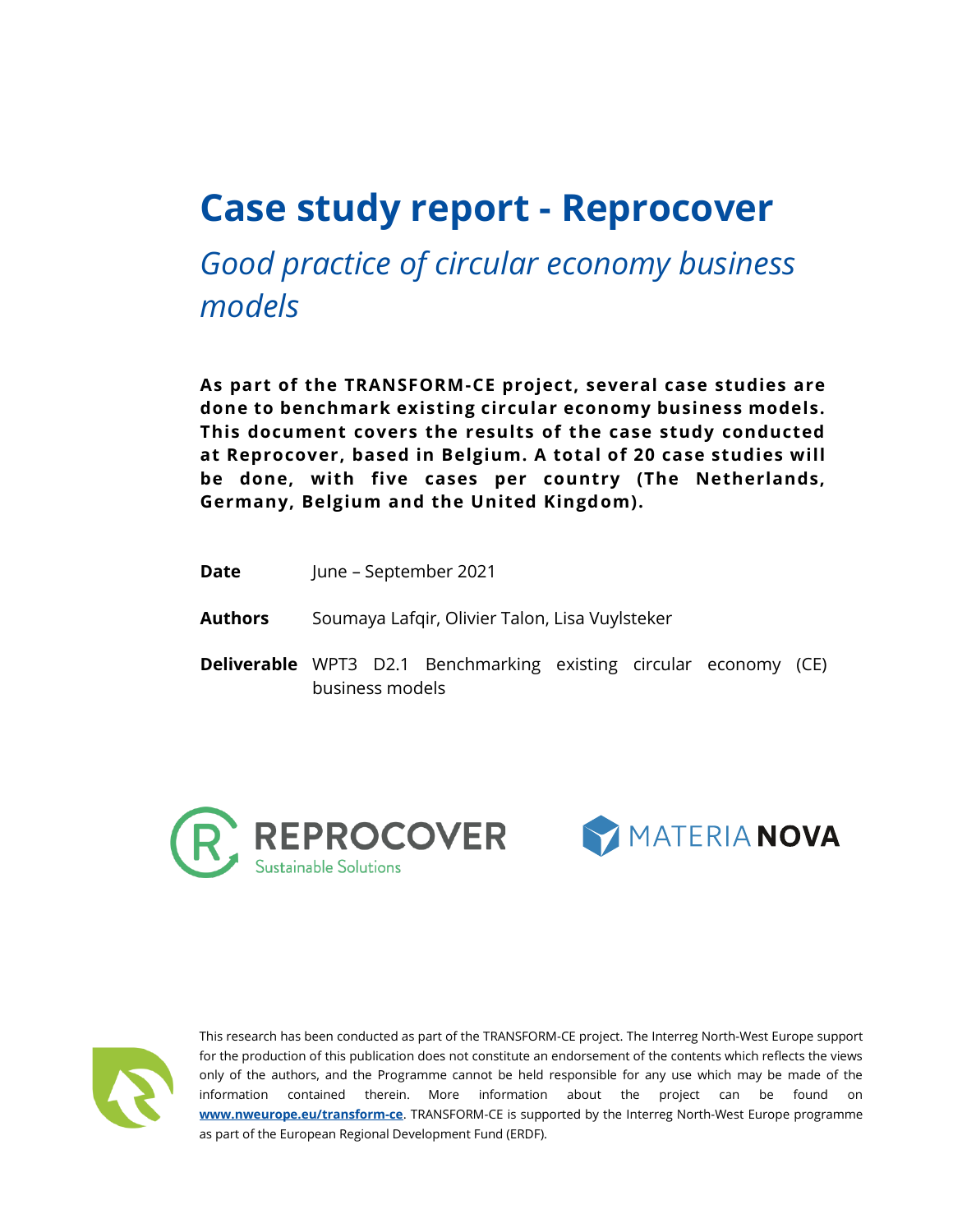# Case study report - Reprocover

## *Good practice of circular economy business models*

**As part of the TRANSFORM-CE project, several case studies are done to benchmark existing circular economy business models. This document covers the results of the case study conducted at Reprocover, based in Belgium. A total of 20 case studies will be done, with five cases per country (The Netherlands, Germany, Belgium and the United Kingdom).**

**Date** June – September 2021

**Authors** Soumaya Lafqir, Olivier Talon, Lisa Vuylsteker

**Deliverable** WPT3 D2.1 Benchmarking existing circular economy (CE) business models

This research has been conducted as part of the TRANSFORM-CE project. The Interreg North-West Europe support for the production of this publication does not constitute an endorsement of the contents which reflects the views only of the authors, and the Programme cannot be held responsible for any use which may be made of the information contained therein. More information about the project can be found on **www.nweurope.eu/transform-ce**. TRANSFORM-CE is supported by the Interreg North-West Europe programme as part of the European Regional Development Fund (ERDF).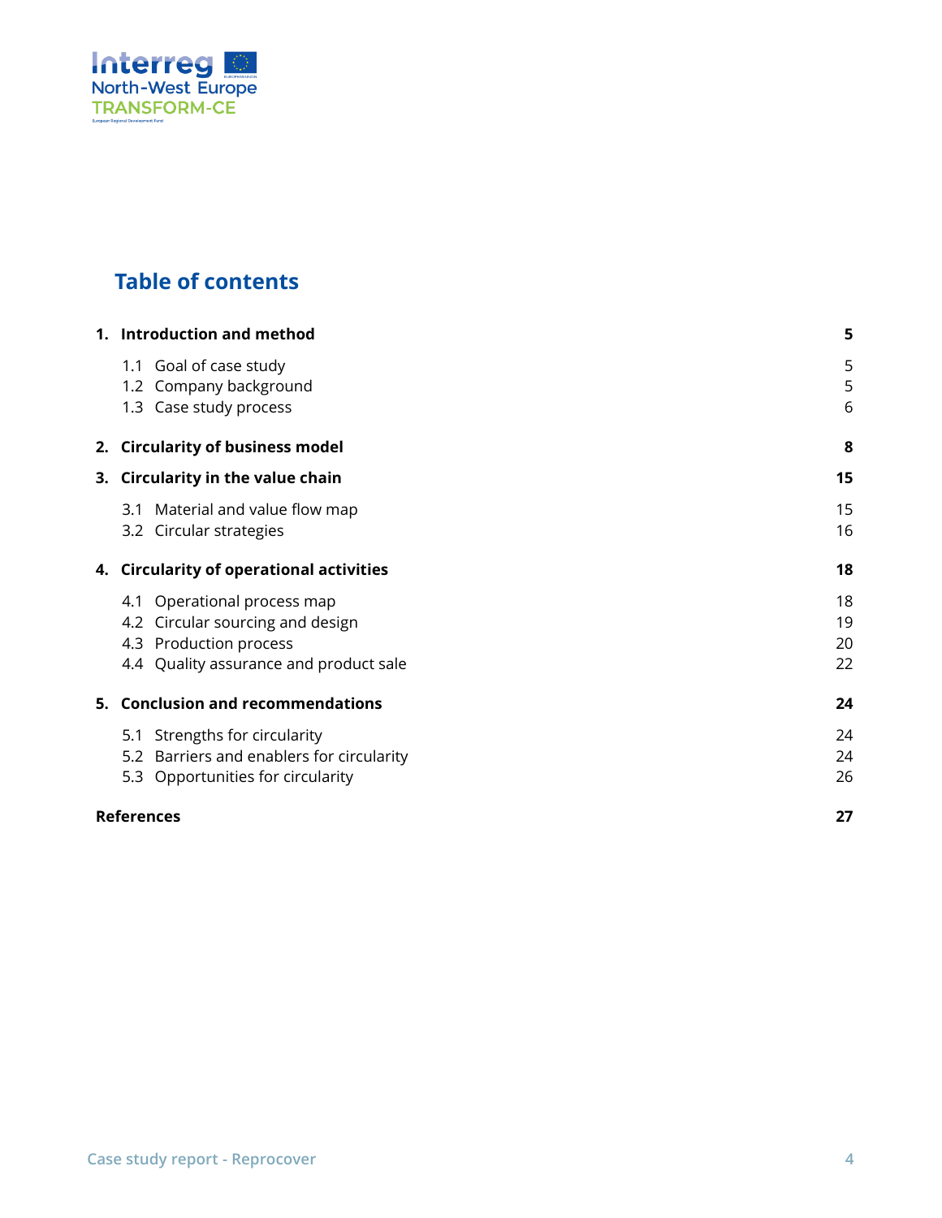## Table of contents

| | |
|---|---|
| **1. Introduction and method** | **5** |
| 1.1 Goal of case study | 5 |
| 1.2 Company background | 5 |
| 1.3 Case study process | 6 |
| **2. Circularity of business model** | **8** |
| **3. Circularity in the value chain** | **15** |
| 3.1 Material and value flow map | 15 |
| 3.2 Circular strategies | 16 |
| **4. Circularity of operational activities** | **18** |
| 4.1 Operational process map | 18 |
| 4.2 Circular sourcing and design | 19 |
| 4.3 Production process | 20 |
| 4.4 Quality assurance and product sale | 22 |
| **5. Conclusion and recommendations** | **24** |
| 5.1 Strengths for circularity | 24 |
| 5.2 Barriers and enablers for circularity | 24 |
| 5.3 Opportunities for circularity | 26 |
| **References** | **27** |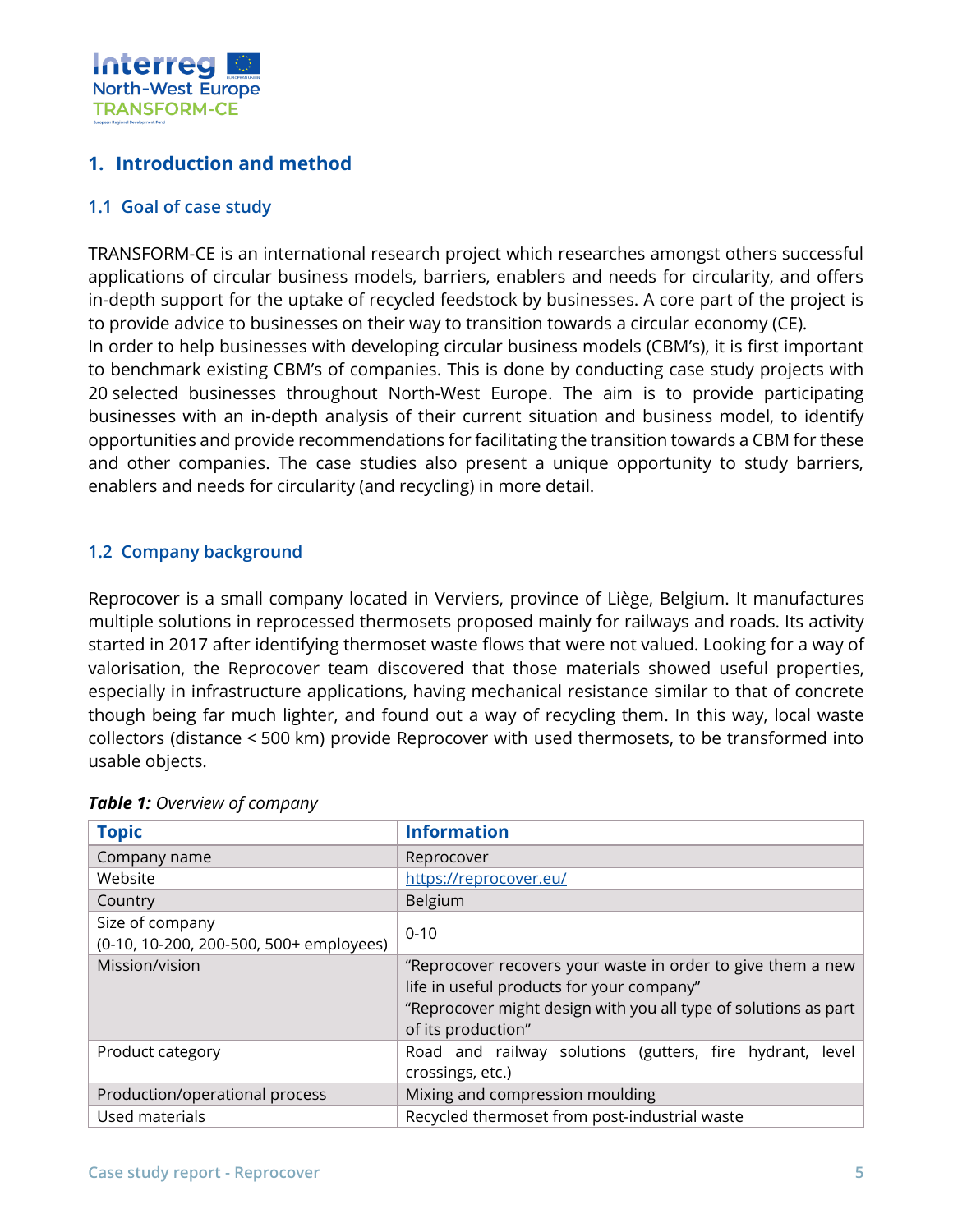# 1. Introduction and method

## 1.1 Goal of case study

TRANSFORM-CE is an international research project which researches amongst others successful applications of circular business models, barriers, enablers and needs for circularity, and offers in-depth support for the uptake of recycled feedstock by businesses. A core part of the project is to provide advice to businesses on their way to transition towards a circular economy (CE).
In order to help businesses with developing circular business models (CBM's), it is first important to benchmark existing CBM's of companies. This is done by conducting case study projects with 20 selected businesses throughout North-West Europe. The aim is to provide participating businesses with an in-depth analysis of their current situation and business model, to identify opportunities and provide recommendations for facilitating the transition towards a CBM for these and other companies. The case studies also present a unique opportunity to study barriers, enablers and needs for circularity (and recycling) in more detail.

## 1.2 Company background

Reprocover is a small company located in Verviers, province of Liège, Belgium. It manufactures multiple solutions in reprocessed thermosets proposed mainly for railways and roads. Its activity started in 2017 after identifying thermoset waste flows that were not valued. Looking for a way of valorisation, the Reprocover team discovered that those materials showed useful properties, especially in infrastructure applications, having mechanical resistance similar to that of concrete though being far much lighter, and found out a way of recycling them. In this way, local waste collectors (distance < 500 km) provide Reprocover with used thermosets, to be transformed into usable objects.

***Table 1:*** *Overview of company*

| Topic | Information |
|---|---|
| Company name | Reprocover |
| Website | https://reprocover.eu/ |
| Country | Belgium |
| Size of company (0-10, 10-200, 200-500, 500+ employees) | 0-10 |
| Mission/vision | "Reprocover recovers your waste in order to give them a new life in useful products for your company" "Reprocover might design with you all type of solutions as part of its production" |
| Product category | Road and railway solutions (gutters, fire hydrant, level crossings, etc.) |
| Production/operational process | Mixing and compression moulding |
| Used materials | Recycled thermoset from post-industrial waste |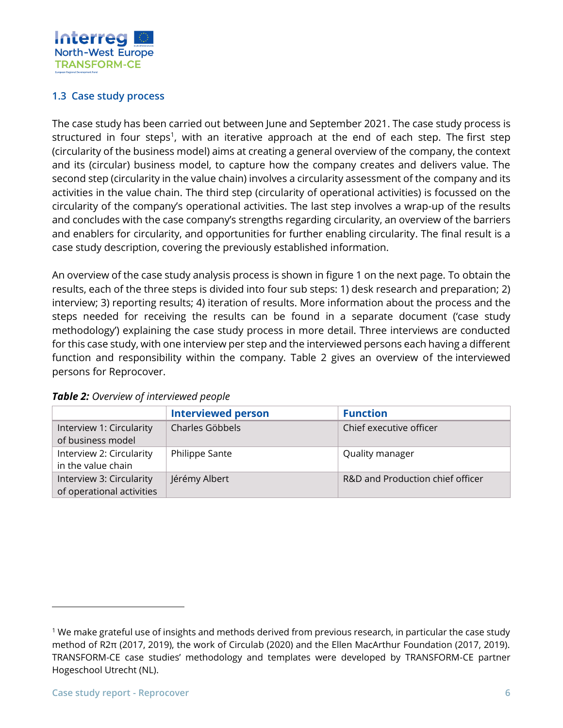## 1.3 Case study process

The case study has been carried out between June and September 2021. The case study process is structured in four steps[1], with an iterative approach at the end of each step. The first step (circularity of the business model) aims at creating a general overview of the company, the context and its (circular) business model, to capture how the company creates and delivers value. The second step (circularity in the value chain) involves a circularity assessment of the company and its activities in the value chain. The third step (circularity of operational activities) is focussed on the circularity of the company's operational activities. The last step involves a wrap-up of the results and concludes with the case company's strengths regarding circularity, an overview of the barriers and enablers for circularity, and opportunities for further enabling circularity. The final result is a case study description, covering the previously established information.

An overview of the case study analysis process is shown in figure 1 on the next page. To obtain the results, each of the three steps is divided into four sub steps: 1) desk research and preparation; 2) interview; 3) reporting results; 4) iteration of results. More information about the process and the steps needed for receiving the results can be found in a separate document ('case study methodology') explaining the case study process in more detail. Three interviews are conducted for this case study, with one interview per step and the interviewed persons each having a different function and responsibility within the company. Table 2 gives an overview of the interviewed persons for Reprocover.

***Table 2:*** *Overview of interviewed people*

| | Interviewed person | Function |
|---|---|---|
| Interview 1: Circularity of business model | Charles Göbbels | Chief executive officer |
| Interview 2: Circularity in the value chain | Philippe Sante | Quality manager |
| Interview 3: Circularity of operational activities | Jérémy Albert | R&D and Production chief officer |

[1] We make grateful use of insights and methods derived from previous research, in particular the case study method of R2π (2017, 2019), the work of Circulab (2020) and the Ellen MacArthur Foundation (2017, 2019). TRANSFORM-CE case studies' methodology and templates were developed by TRANSFORM-CE partner Hogeschool Utrecht (NL).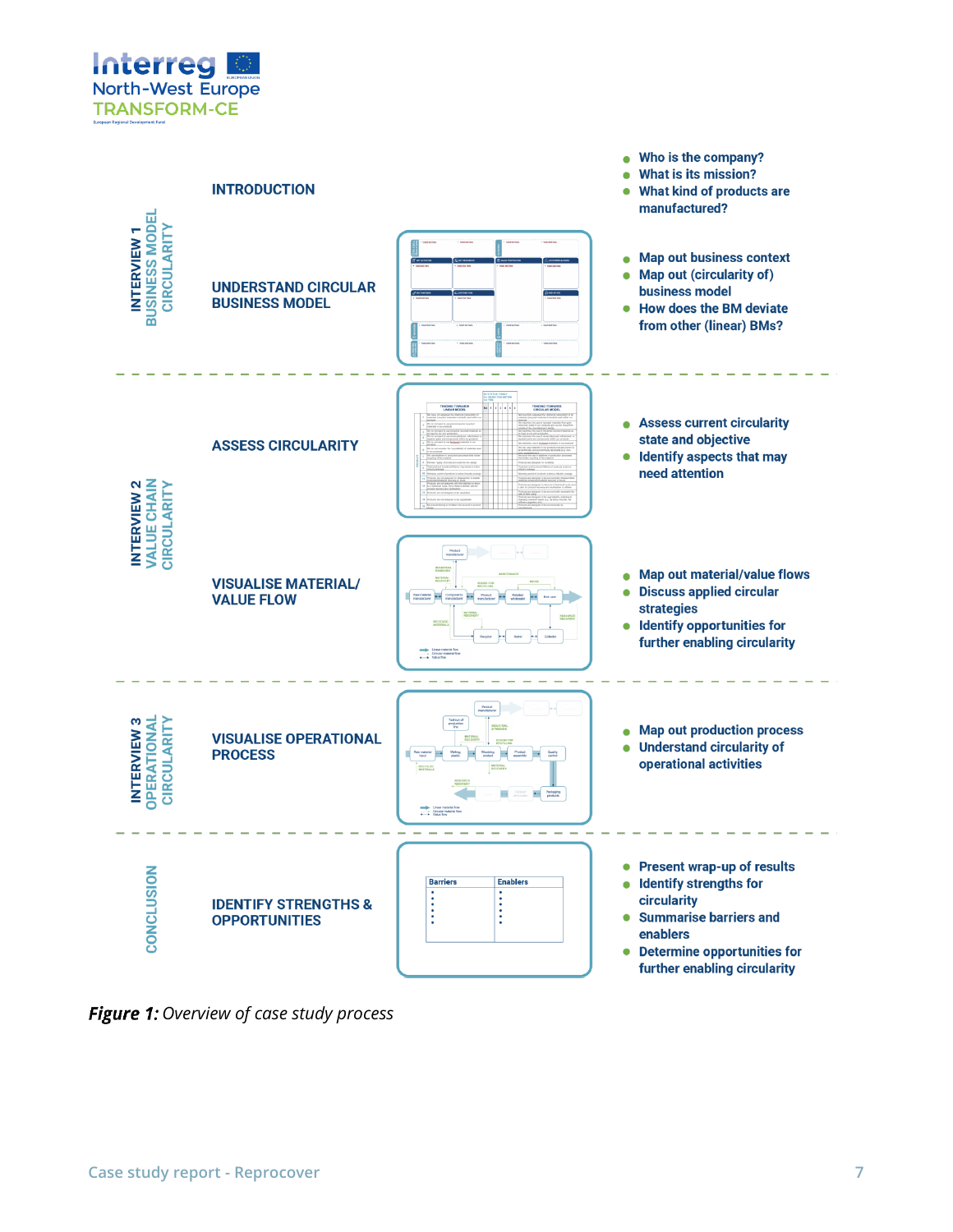| | | |
|---|---|---|
| | **INTRODUCTION** | • Who is the company?<br>• What is its mission?<br>• What kind of products are manufactured? |
| **INTERVIEW 1 BUSINESS MODEL CIRCULARITY** | **UNDERSTAND CIRCULAR BUSINESS MODEL** | • Map out business context<br>• Map out (circularity of) business model<br>• How does the BM deviate from other (linear) BMs? |
| **INTERVIEW 2 VALUE CHAIN CIRCULARITY** | **ASSESS CIRCULARITY** | • Assess current circularity state and objective<br>• Identify aspects that may need attention |
| | **VISUALISE MATERIAL/ VALUE FLOW** | • Map out material/value flows<br>• Discuss applied circular strategies<br>• Identify opportunities for further enabling circularity |
| **INTERVIEW 3 OPERATIONAL CIRCULARITY** | **VISUALISE OPERATIONAL PROCESS** | • Map out production process<br>• Understand circularity of operational activities |
| **CONCLUSION** | **IDENTIFY STRENGTHS & OPPORTUNITIES** | • Present wrap-up of results<br>• Identify strengths for circularity<br>• Summarise barriers and enablers<br>• Determine opportunities for further enabling circularity |

***Figure 1:*** *Overview of case study process*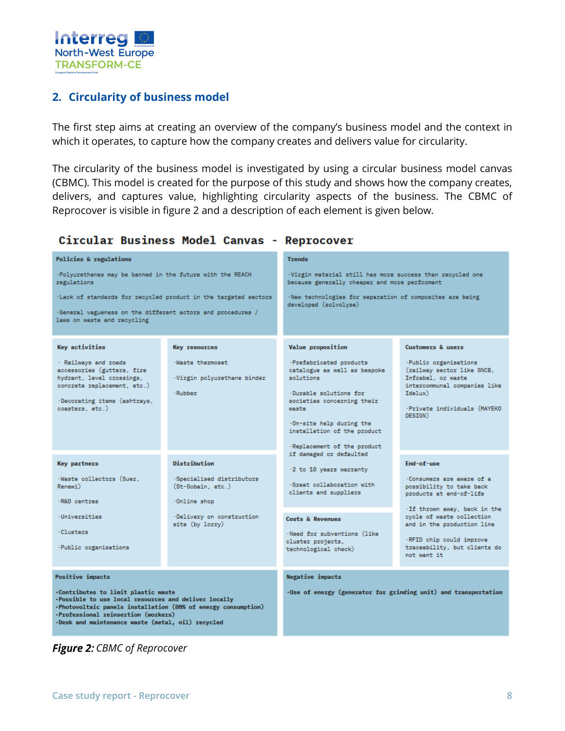## 2. Circularity of business model

The first step aims at creating an overview of the company's business model and the context in which it operates, to capture how the company creates and delivers value for circularity.

The circularity of the business model is investigated by using a circular business model canvas (CBMC). This model is created for the purpose of this study and shows how the company creates, delivers, and captures value, highlighting circularity aspects of the business. The CBMC of Reprocover is visible in figure 2 and a description of each element is given below.

### Circular Business Model Canvas - Reprocover

**Policies & regulations**

- Polyurethanes may be banned in the future with the REACH regulations
- Lack of standards for recycled product in the targeted sectors
- General vagueness on the different actors and procedures / laws on waste and recycling

**Trends**

- Virgin material still has more success than recycled one because generally cheaper and more performant
- New technologies for separation of composites are being developed (solvolyse)

**Key activities**

- Railways and roads accessories (gutters, fire hydrant, level crossings, concrete replacement, etc.)
- Decorating items (ashtrays, coasters, etc.)

**Key resources**

- Waste thermoset
- Virgin polyurethane binder
- Rubber

**Value proposition**

- Prefabricated products catalogue as well as bespoke solutions
- Durable solutions for societies concerning their waste
- On-site help during the installation of the product
- Replacement of the product if damaged or defaulted
- 2 to 10 years warranty
- Great collaboration with clients and suppliers

**Customers & users**

- Public organisations (railway sector like SNCB, Infrabel, or waste intercommunal companies like Idelux)
- Private individuals (MAYEKO DESIGN)

**Key partners**

- Waste collectors (Suez, Renewi)
- R&D centres
- Universities
- Clusters
- Public organisations

**Distribution**

- Specialised distributors (St-Gobain, etc.)
- Online shop
- Delivery on construction site (by lorry)

**Costs & Revenues**

- Need for subventions (like cluster projects, technological check)

**End-of-use**

- Consumers are aware of a possibility to take back products at end-of-life
- If thrown away, back in the cycle of waste collection and in the production line
- RFID chip could improve traceability, but clients do not want it

**Positive impacts**

- Contributes to limit plastic waste
- Possible to use local resources and deliver locally
- Photovoltaic panels installation (80% of energy consumption)
- Professional reinsertion (workers)
- Desk and maintenance waste (metal, oil) recycled

**Negative impacts**

- Use of energy (generator for grinding unit) and transportation

***Figure 2:*** *CBMC of Reprocover*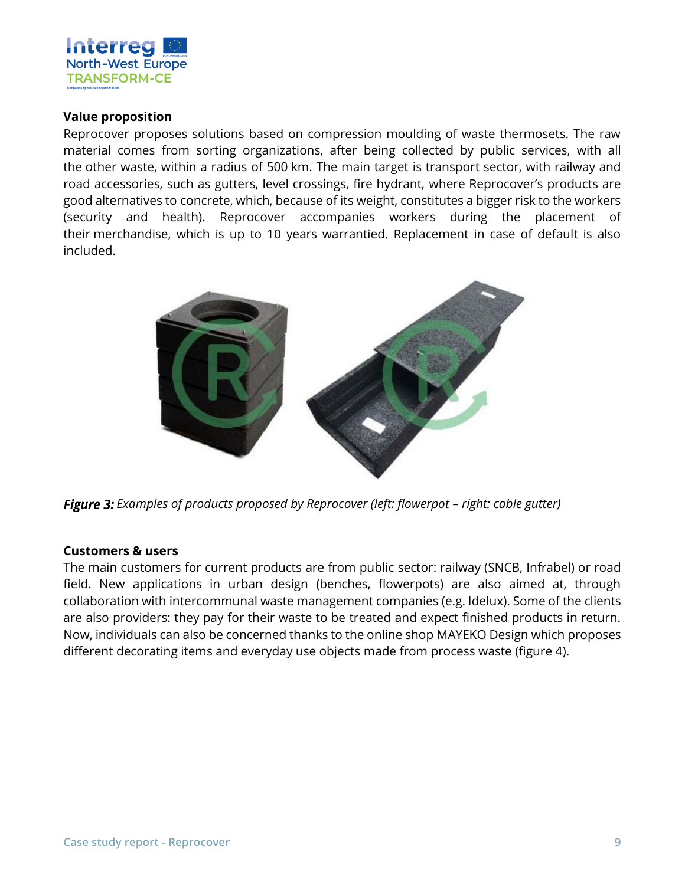**Value proposition**

Reprocover proposes solutions based on compression moulding of waste thermosets. The raw material comes from sorting organizations, after being collected by public services, with all the other waste, within a radius of 500 km. The main target is transport sector, with railway and road accessories, such as gutters, level crossings, fire hydrant, where Reprocover's products are good alternatives to concrete, which, because of its weight, constitutes a bigger risk to the workers (security and health). Reprocover accompanies workers during the placement of their merchandise, which is up to 10 years warrantied. Replacement in case of default is also included.

***Figure 3:*** *Examples of products proposed by Reprocover (left: flowerpot – right: cable gutter)*

**Customers & users**

The main customers for current products are from public sector: railway (SNCB, Infrabel) or road field. New applications in urban design (benches, flowerpots) are also aimed at, through collaboration with intercommunal waste management companies (e.g. Idelux). Some of the clients are also providers: they pay for their waste to be treated and expect finished products in return. Now, individuals can also be concerned thanks to the online shop MAYEKO Design which proposes different decorating items and everyday use objects made from process waste (figure 4).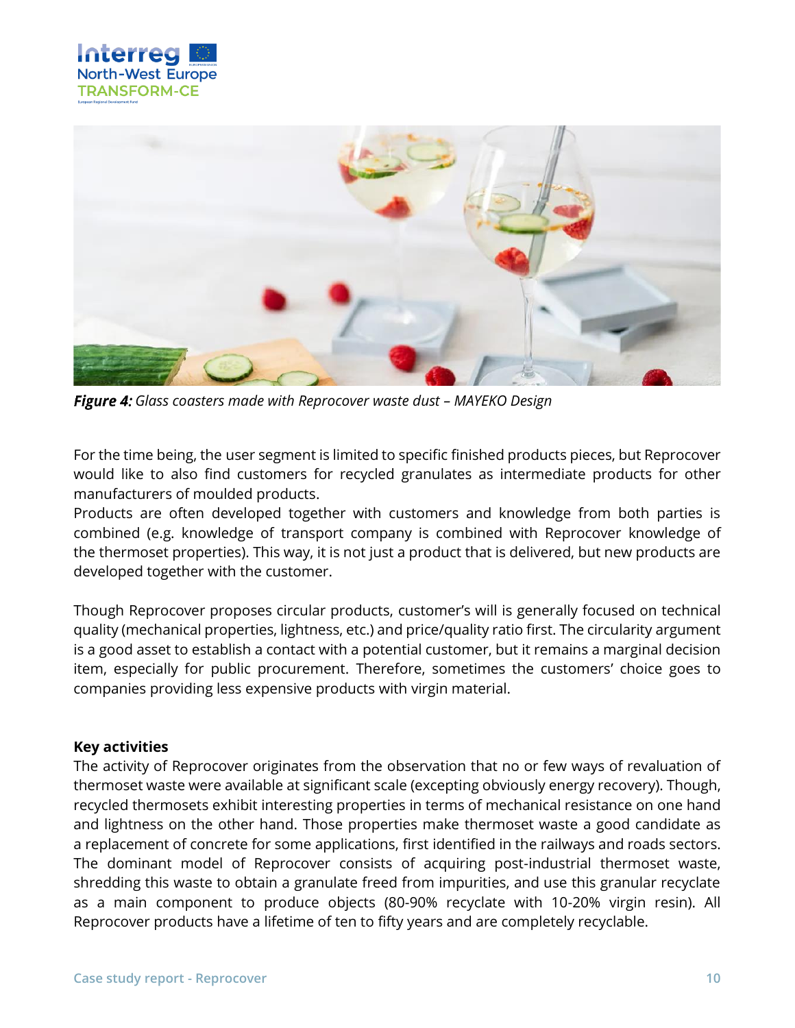***Figure 4:*** *Glass coasters made with Reprocover waste dust – MAYEKO Design*

For the time being, the user segment is limited to specific finished products pieces, but Reprocover would like to also find customers for recycled granulates as intermediate products for other manufacturers of moulded products.
Products are often developed together with customers and knowledge from both parties is combined (e.g. knowledge of transport company is combined with Reprocover knowledge of the thermoset properties). This way, it is not just a product that is delivered, but new products are developed together with the customer.

Though Reprocover proposes circular products, customer's will is generally focused on technical quality (mechanical properties, lightness, etc.) and price/quality ratio first. The circularity argument is a good asset to establish a contact with a potential customer, but it remains a marginal decision item, especially for public procurement. Therefore, sometimes the customers' choice goes to companies providing less expensive products with virgin material.

**Key activities**

The activity of Reprocover originates from the observation that no or few ways of revaluation of thermoset waste were available at significant scale (excepting obviously energy recovery). Though, recycled thermosets exhibit interesting properties in terms of mechanical resistance on one hand and lightness on the other hand. Those properties make thermoset waste a good candidate as a replacement of concrete for some applications, first identified in the railways and roads sectors. The dominant model of Reprocover consists of acquiring post-industrial thermoset waste, shredding this waste to obtain a granulate freed from impurities, and use this granular recyclate as a main component to produce objects (80-90% recyclate with 10-20% virgin resin). All Reprocover products have a lifetime of ten to fifty years and are completely recyclable.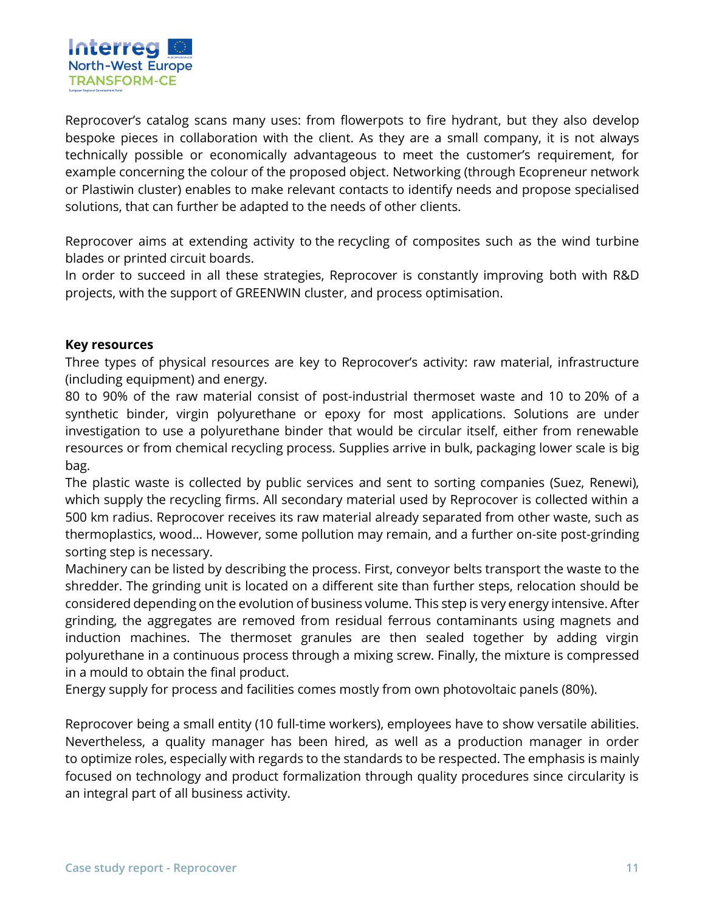Reprocover's catalog scans many uses: from flowerpots to fire hydrant, but they also develop bespoke pieces in collaboration with the client. As they are a small company, it is not always technically possible or economically advantageous to meet the customer's requirement, for example concerning the colour of the proposed object. Networking (through Ecopreneur network or Plastiwin cluster) enables to make relevant contacts to identify needs and propose specialised solutions, that can further be adapted to the needs of other clients.

Reprocover aims at extending activity to the recycling of composites such as the wind turbine blades or printed circuit boards.
In order to succeed in all these strategies, Reprocover is constantly improving both with R&D projects, with the support of GREENWIN cluster, and process optimisation.

**Key resources**

Three types of physical resources are key to Reprocover's activity: raw material, infrastructure (including equipment) and energy.
80 to 90% of the raw material consist of post-industrial thermoset waste and 10 to 20% of a synthetic binder, virgin polyurethane or epoxy for most applications. Solutions are under investigation to use a polyurethane binder that would be circular itself, either from renewable resources or from chemical recycling process. Supplies arrive in bulk, packaging lower scale is big bag.
The plastic waste is collected by public services and sent to sorting companies (Suez, Renewi), which supply the recycling firms. All secondary material used by Reprocover is collected within a 500 km radius. Reprocover receives its raw material already separated from other waste, such as thermoplastics, wood... However, some pollution may remain, and a further on-site post-grinding sorting step is necessary.
Machinery can be listed by describing the process. First, conveyor belts transport the waste to the shredder. The grinding unit is located on a different site than further steps, relocation should be considered depending on the evolution of business volume. This step is very energy intensive. After grinding, the aggregates are removed from residual ferrous contaminants using magnets and induction machines. The thermoset granules are then sealed together by adding virgin polyurethane in a continuous process through a mixing screw. Finally, the mixture is compressed in a mould to obtain the final product.
Energy supply for process and facilities comes mostly from own photovoltaic panels (80%).

Reprocover being a small entity (10 full-time workers), employees have to show versatile abilities. Nevertheless, a quality manager has been hired, as well as a production manager in order to optimize roles, especially with regards to the standards to be respected. The emphasis is mainly focused on technology and product formalization through quality procedures since circularity is an integral part of all business activity.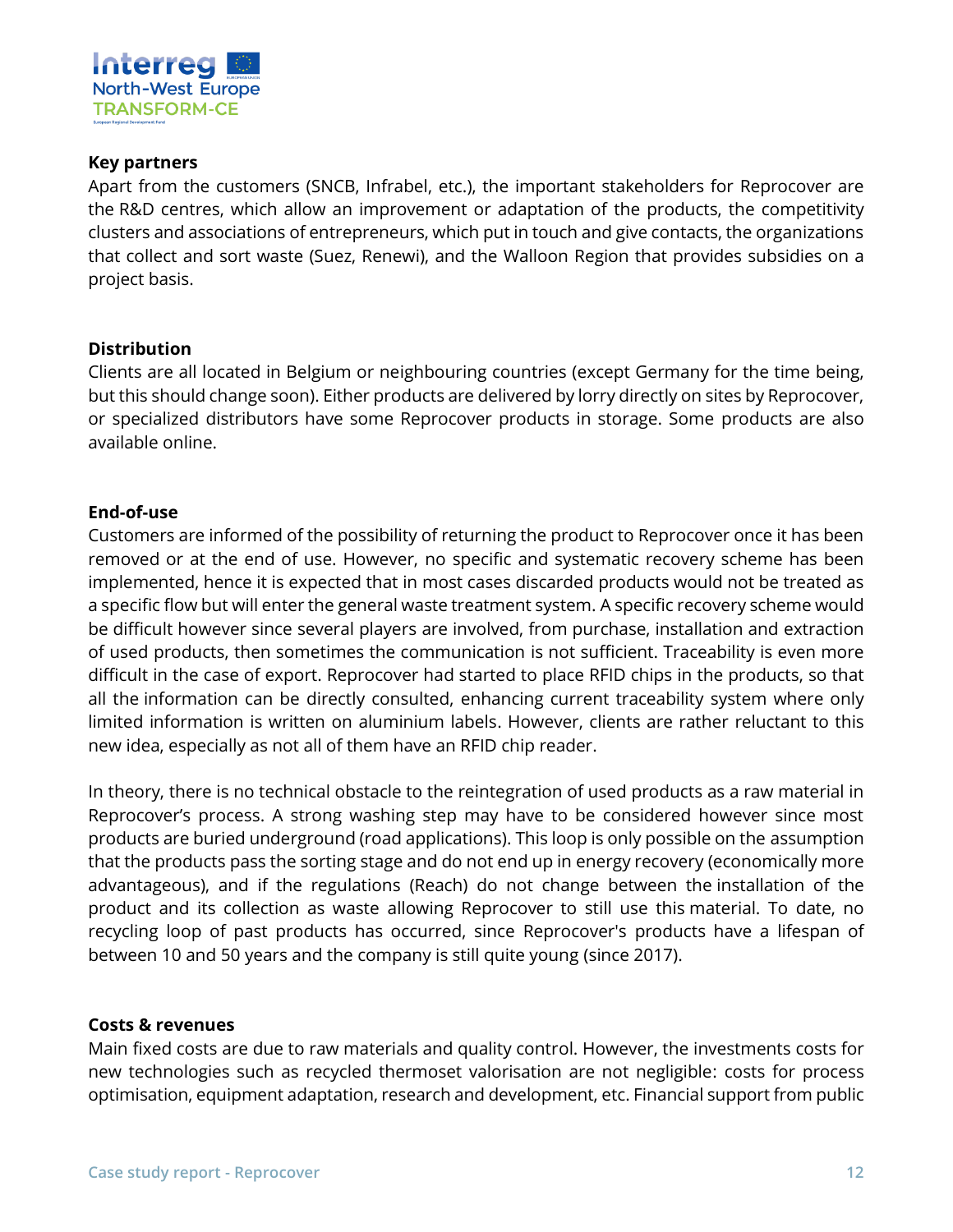**Key partners**

Apart from the customers (SNCB, Infrabel, etc.), the important stakeholders for Reprocover are the R&D centres, which allow an improvement or adaptation of the products, the competitivity clusters and associations of entrepreneurs, which put in touch and give contacts, the organizations that collect and sort waste (Suez, Renewi), and the Walloon Region that provides subsidies on a project basis.

**Distribution**

Clients are all located in Belgium or neighbouring countries (except Germany for the time being, but this should change soon). Either products are delivered by lorry directly on sites by Reprocover, or specialized distributors have some Reprocover products in storage. Some products are also available online.

**End-of-use**

Customers are informed of the possibility of returning the product to Reprocover once it has been removed or at the end of use. However, no specific and systematic recovery scheme has been implemented, hence it is expected that in most cases discarded products would not be treated as a specific flow but will enter the general waste treatment system. A specific recovery scheme would be difficult however since several players are involved, from purchase, installation and extraction of used products, then sometimes the communication is not sufficient. Traceability is even more difficult in the case of export. Reprocover had started to place RFID chips in the products, so that all the information can be directly consulted, enhancing current traceability system where only limited information is written on aluminium labels. However, clients are rather reluctant to this new idea, especially as not all of them have an RFID chip reader.

In theory, there is no technical obstacle to the reintegration of used products as a raw material in Reprocover's process. A strong washing step may have to be considered however since most products are buried underground (road applications). This loop is only possible on the assumption that the products pass the sorting stage and do not end up in energy recovery (economically more advantageous), and if the regulations (Reach) do not change between the installation of the product and its collection as waste allowing Reprocover to still use this material. To date, no recycling loop of past products has occurred, since Reprocover's products have a lifespan of between 10 and 50 years and the company is still quite young (since 2017).

**Costs & revenues**

Main fixed costs are due to raw materials and quality control. However, the investments costs for new technologies such as recycled thermoset valorisation are not negligible: costs for process optimisation, equipment adaptation, research and development, etc. Financial support from public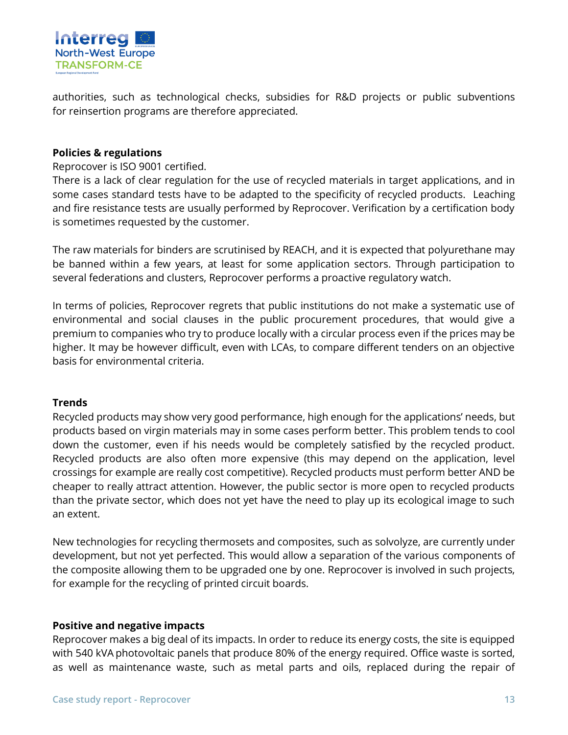authorities, such as technological checks, subsidies for R&D projects or public subventions for reinsertion programs are therefore appreciated.

**Policies & regulations**

Reprocover is ISO 9001 certified.

There is a lack of clear regulation for the use of recycled materials in target applications, and in some cases standard tests have to be adapted to the specificity of recycled products. Leaching and fire resistance tests are usually performed by Reprocover. Verification by a certification body is sometimes requested by the customer.

The raw materials for binders are scrutinised by REACH, and it is expected that polyurethane may be banned within a few years, at least for some application sectors. Through participation to several federations and clusters, Reprocover performs a proactive regulatory watch.

In terms of policies, Reprocover regrets that public institutions do not make a systematic use of environmental and social clauses in the public procurement procedures, that would give a premium to companies who try to produce locally with a circular process even if the prices may be higher. It may be however difficult, even with LCAs, to compare different tenders on an objective basis for environmental criteria.

**Trends**

Recycled products may show very good performance, high enough for the applications' needs, but products based on virgin materials may in some cases perform better. This problem tends to cool down the customer, even if his needs would be completely satisfied by the recycled product. Recycled products are also often more expensive (this may depend on the application, level crossings for example are really cost competitive). Recycled products must perform better AND be cheaper to really attract attention. However, the public sector is more open to recycled products than the private sector, which does not yet have the need to play up its ecological image to such an extent.

New technologies for recycling thermosets and composites, such as solvolyze, are currently under development, but not yet perfected. This would allow a separation of the various components of the composite allowing them to be upgraded one by one. Reprocover is involved in such projects, for example for the recycling of printed circuit boards.

**Positive and negative impacts**

Reprocover makes a big deal of its impacts. In order to reduce its energy costs, the site is equipped with 540 kVA photovoltaic panels that produce 80% of the energy required. Office waste is sorted, as well as maintenance waste, such as metal parts and oils, replaced during the repair of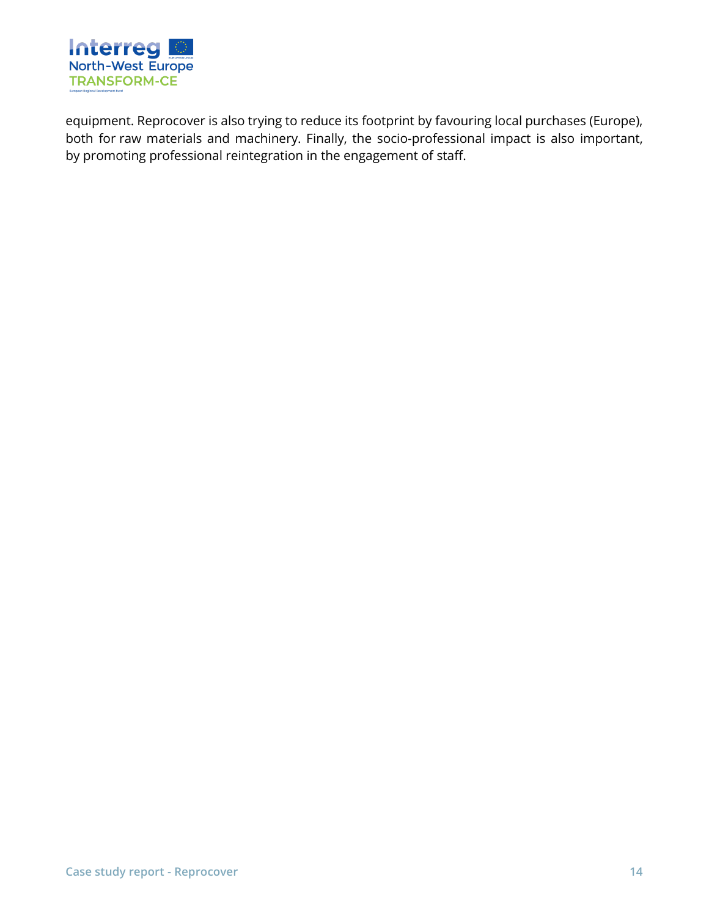equipment. Reprocover is also trying to reduce its footprint by favouring local purchases (Europe), both for raw materials and machinery. Finally, the socio-professional impact is also important, by promoting professional reintegration in the engagement of staff.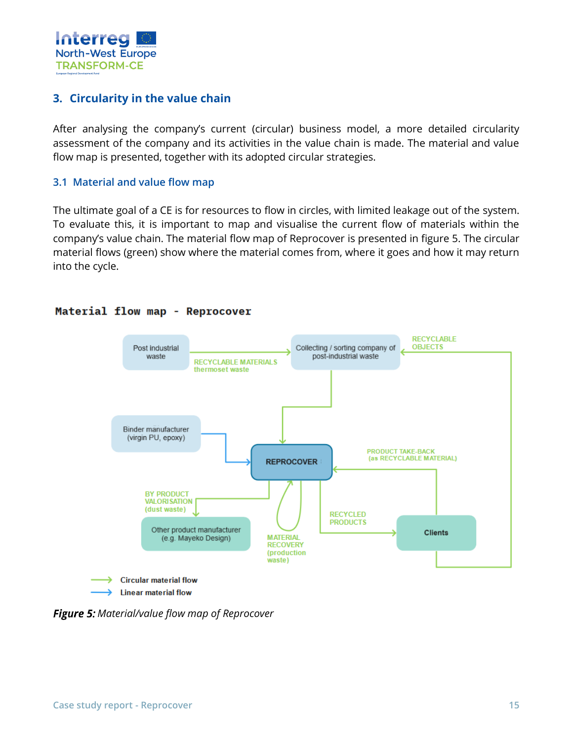## 3. Circularity in the value chain

After analysing the company's current (circular) business model, a more detailed circularity assessment of the company and its activities in the value chain is made. The material and value flow map is presented, together with its adopted circular strategies.

### 3.1 Material and value flow map

The ultimate goal of a CE is for resources to flow in circles, with limited leakage out of the system. To evaluate this, it is important to map and visualise the current flow of materials within the company's value chain. The material flow map of Reprocover is presented in figure 5. The circular material flows (green) show where the material comes from, where it goes and how it may return into the cycle.

**Material flow map - Reprocover**

Post industrial waste — RECYCLABLE MATERIALS thermoset waste → Collecting / sorting company of post-industrial waste → REPROCOVER

Binder manufacturer (virgin PU, epoxy) → REPROCOVER

REPROCOVER — BY PRODUCT VALORISATION (dust waste) → Other product manufacturer (e.g. Mayeko Design)

REPROCOVER — MATERIAL RECOVERY (production waste) → REPROCOVER

REPROCOVER — RECYCLED PRODUCTS → Clients

Clients — PRODUCT TAKE-BACK (as RECYCLABLE MATERIAL) → REPROCOVER

Clients — RECYCLABLE OBJECTS → Collecting / sorting company of post-industrial waste

→ Circular material flow
→ Linear material flow

***Figure 5:*** *Material/value flow map of Reprocover*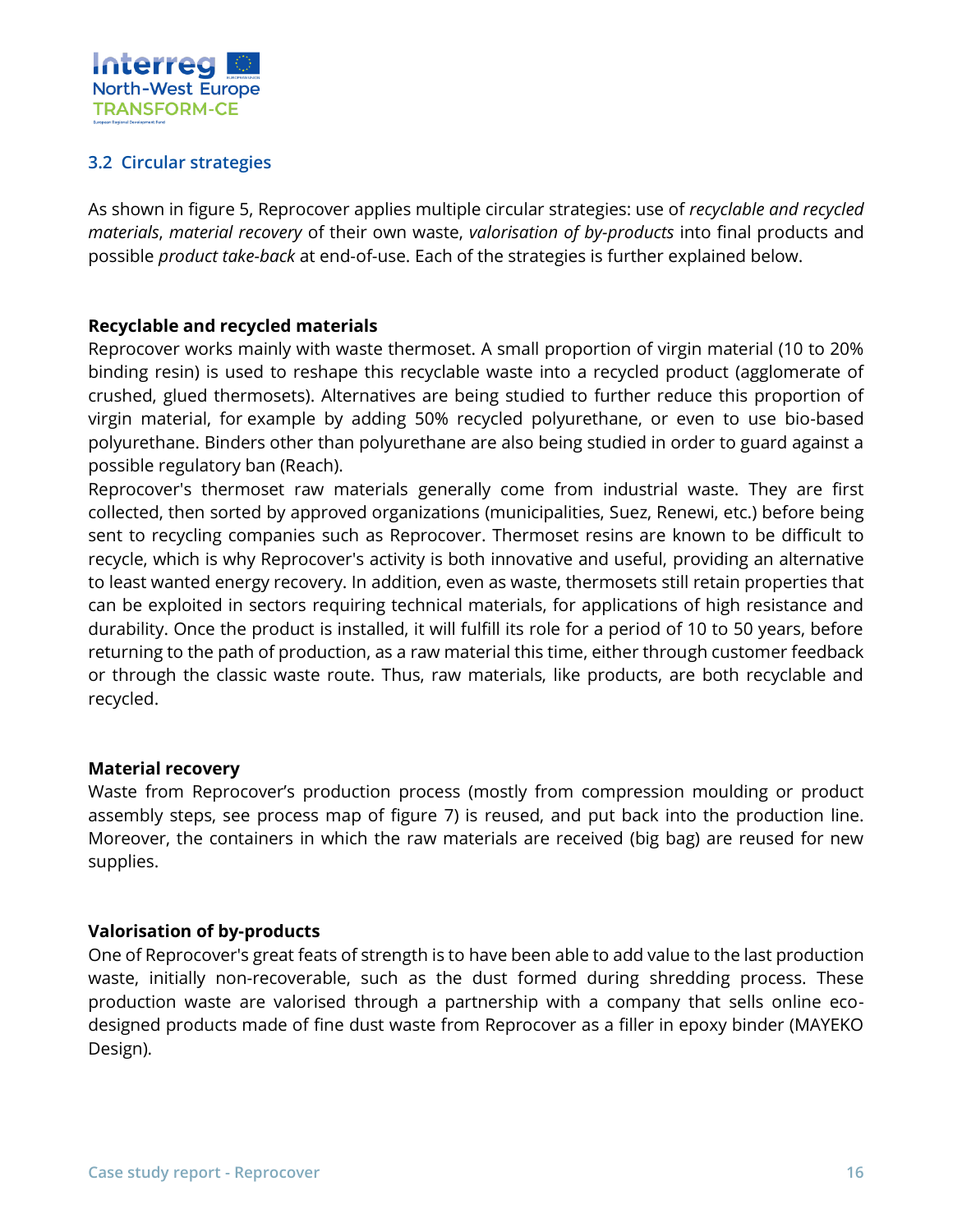## 3.2 Circular strategies

As shown in figure 5, Reprocover applies multiple circular strategies: use of *recyclable and recycled materials*, *material recovery* of their own waste, *valorisation of by-products* into final products and possible *product take-back* at end-of-use. Each of the strategies is further explained below.

**Recyclable and recycled materials**

Reprocover works mainly with waste thermoset. A small proportion of virgin material (10 to 20% binding resin) is used to reshape this recyclable waste into a recycled product (agglomerate of crushed, glued thermosets). Alternatives are being studied to further reduce this proportion of virgin material, for example by adding 50% recycled polyurethane, or even to use bio-based polyurethane. Binders other than polyurethane are also being studied in order to guard against a possible regulatory ban (Reach).

Reprocover's thermoset raw materials generally come from industrial waste. They are first collected, then sorted by approved organizations (municipalities, Suez, Renewi, etc.) before being sent to recycling companies such as Reprocover. Thermoset resins are known to be difficult to recycle, which is why Reprocover's activity is both innovative and useful, providing an alternative to least wanted energy recovery. In addition, even as waste, thermosets still retain properties that can be exploited in sectors requiring technical materials, for applications of high resistance and durability. Once the product is installed, it will fulfill its role for a period of 10 to 50 years, before returning to the path of production, as a raw material this time, either through customer feedback or through the classic waste route. Thus, raw materials, like products, are both recyclable and recycled.

**Material recovery**

Waste from Reprocover's production process (mostly from compression moulding or product assembly steps, see process map of figure 7) is reused, and put back into the production line. Moreover, the containers in which the raw materials are received (big bag) are reused for new supplies.

**Valorisation of by-products**

One of Reprocover's great feats of strength is to have been able to add value to the last production waste, initially non-recoverable, such as the dust formed during shredding process. These production waste are valorised through a partnership with a company that sells online eco-designed products made of fine dust waste from Reprocover as a filler in epoxy binder (MAYEKO Design).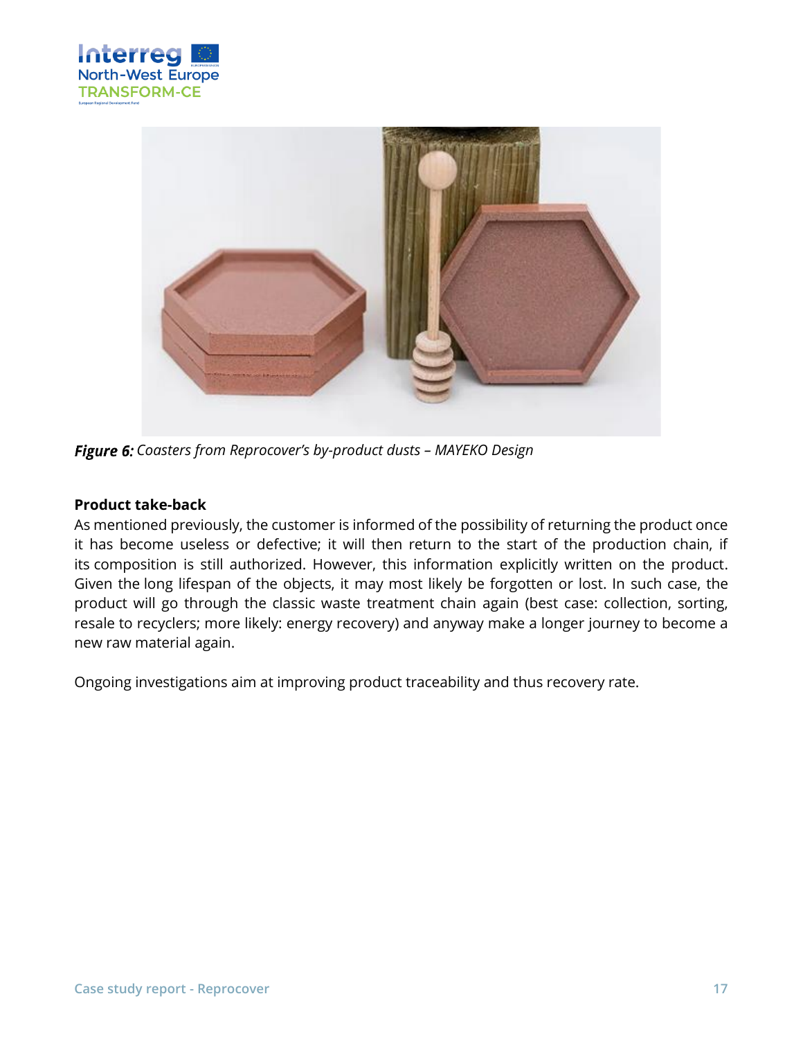*Figure 6: Coasters from Reprocover's by-product dusts – MAYEKO Design*

**Product take-back**

As mentioned previously, the customer is informed of the possibility of returning the product once it has become useless or defective; it will then return to the start of the production chain, if its composition is still authorized. However, this information explicitly written on the product. Given the long lifespan of the objects, it may most likely be forgotten or lost. In such case, the product will go through the classic waste treatment chain again (best case: collection, sorting, resale to recyclers; more likely: energy recovery) and anyway make a longer journey to become a new raw material again.

Ongoing investigations aim at improving product traceability and thus recovery rate.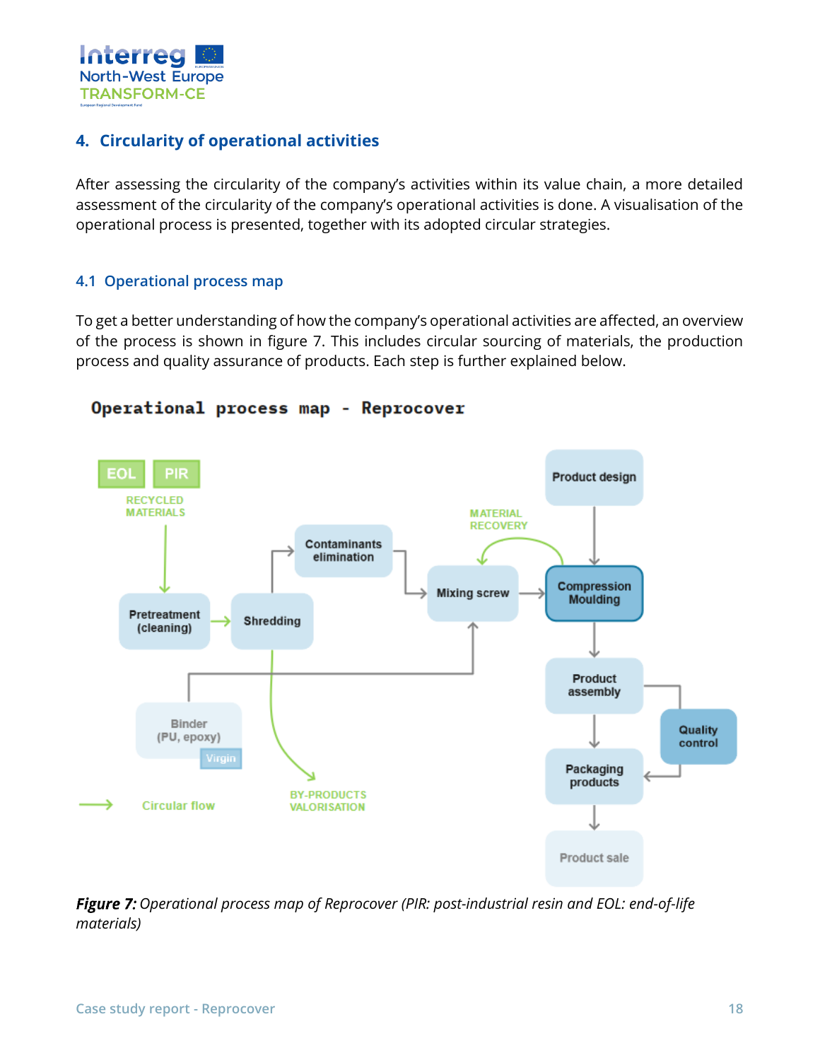## 4. Circularity of operational activities

After assessing the circularity of the company's activities within its value chain, a more detailed assessment of the circularity of the company's operational activities is done. A visualisation of the operational process is presented, together with its adopted circular strategies.

### 4.1 Operational process map

To get a better understanding of how the company's operational activities are affected, an overview of the process is shown in figure 7. This includes circular sourcing of materials, the production process and quality assurance of products. Each step is further explained below.

***Figure 7:*** *Operational process map of Reprocover (PIR: post-industrial resin and EOL: end-of-life materials)*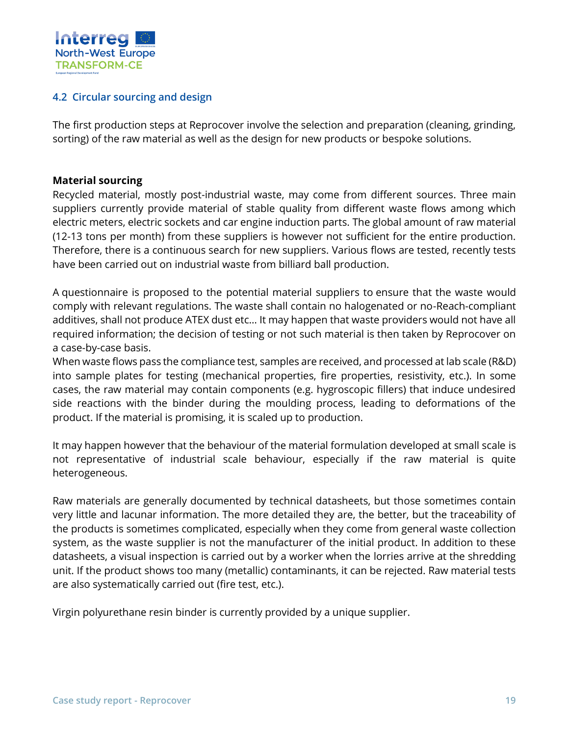## 4.2 Circular sourcing and design

The first production steps at Reprocover involve the selection and preparation (cleaning, grinding, sorting) of the raw material as well as the design for new products or bespoke solutions.

**Material sourcing**

Recycled material, mostly post-industrial waste, may come from different sources. Three main suppliers currently provide material of stable quality from different waste flows among which electric meters, electric sockets and car engine induction parts. The global amount of raw material (12-13 tons per month) from these suppliers is however not sufficient for the entire production. Therefore, there is a continuous search for new suppliers. Various flows are tested, recently tests have been carried out on industrial waste from billiard ball production.

A questionnaire is proposed to the potential material suppliers to ensure that the waste would comply with relevant regulations. The waste shall contain no halogenated or no-Reach-compliant additives, shall not produce ATEX dust etc… It may happen that waste providers would not have all required information; the decision of testing or not such material is then taken by Reprocover on a case-by-case basis.

When waste flows pass the compliance test, samples are received, and processed at lab scale (R&D) into sample plates for testing (mechanical properties, fire properties, resistivity, etc.). In some cases, the raw material may contain components (e.g. hygroscopic fillers) that induce undesired side reactions with the binder during the moulding process, leading to deformations of the product. If the material is promising, it is scaled up to production.

It may happen however that the behaviour of the material formulation developed at small scale is not representative of industrial scale behaviour, especially if the raw material is quite heterogeneous.

Raw materials are generally documented by technical datasheets, but those sometimes contain very little and lacunar information. The more detailed they are, the better, but the traceability of the products is sometimes complicated, especially when they come from general waste collection system, as the waste supplier is not the manufacturer of the initial product. In addition to these datasheets, a visual inspection is carried out by a worker when the lorries arrive at the shredding unit. If the product shows too many (metallic) contaminants, it can be rejected. Raw material tests are also systematically carried out (fire test, etc.).

Virgin polyurethane resin binder is currently provided by a unique supplier.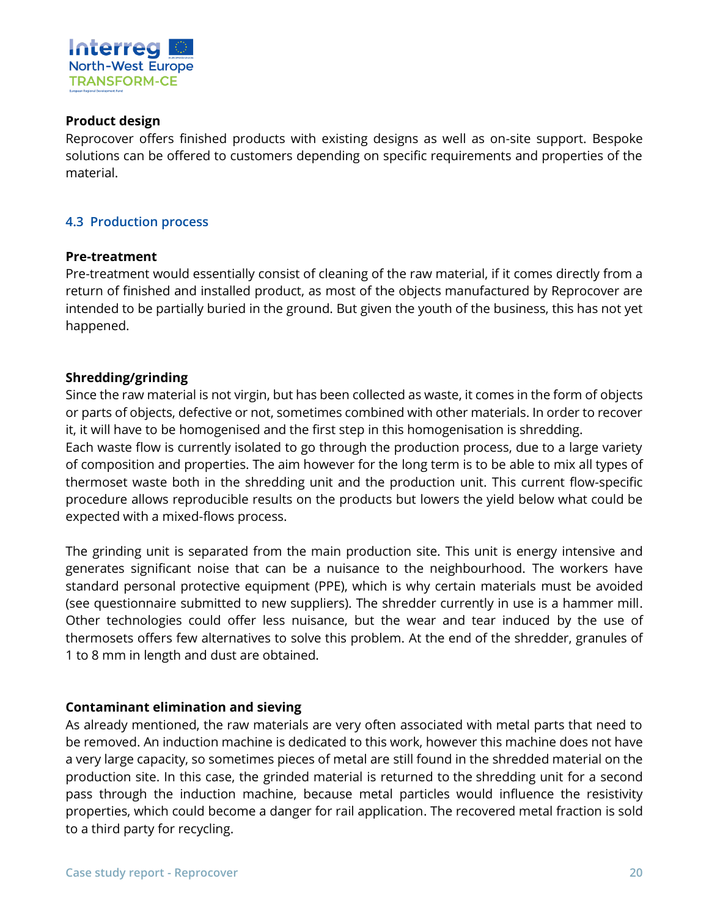**Product design**

Reprocover offers finished products with existing designs as well as on-site support. Bespoke solutions can be offered to customers depending on specific requirements and properties of the material.

## 4.3 Production process

**Pre-treatment**

Pre-treatment would essentially consist of cleaning of the raw material, if it comes directly from a return of finished and installed product, as most of the objects manufactured by Reprocover are intended to be partially buried in the ground. But given the youth of the business, this has not yet happened.

**Shredding/grinding**

Since the raw material is not virgin, but has been collected as waste, it comes in the form of objects or parts of objects, defective or not, sometimes combined with other materials. In order to recover it, it will have to be homogenised and the first step in this homogenisation is shredding.

Each waste flow is currently isolated to go through the production process, due to a large variety of composition and properties. The aim however for the long term is to be able to mix all types of thermoset waste both in the shredding unit and the production unit. This current flow-specific procedure allows reproducible results on the products but lowers the yield below what could be expected with a mixed-flows process.

The grinding unit is separated from the main production site. This unit is energy intensive and generates significant noise that can be a nuisance to the neighbourhood. The workers have standard personal protective equipment (PPE), which is why certain materials must be avoided (see questionnaire submitted to new suppliers). The shredder currently in use is a hammer mill. Other technologies could offer less nuisance, but the wear and tear induced by the use of thermosets offers few alternatives to solve this problem. At the end of the shredder, granules of 1 to 8 mm in length and dust are obtained.

**Contaminant elimination and sieving**

As already mentioned, the raw materials are very often associated with metal parts that need to be removed. An induction machine is dedicated to this work, however this machine does not have a very large capacity, so sometimes pieces of metal are still found in the shredded material on the production site. In this case, the grinded material is returned to the shredding unit for a second pass through the induction machine, because metal particles would influence the resistivity properties, which could become a danger for rail application. The recovered metal fraction is sold to a third party for recycling.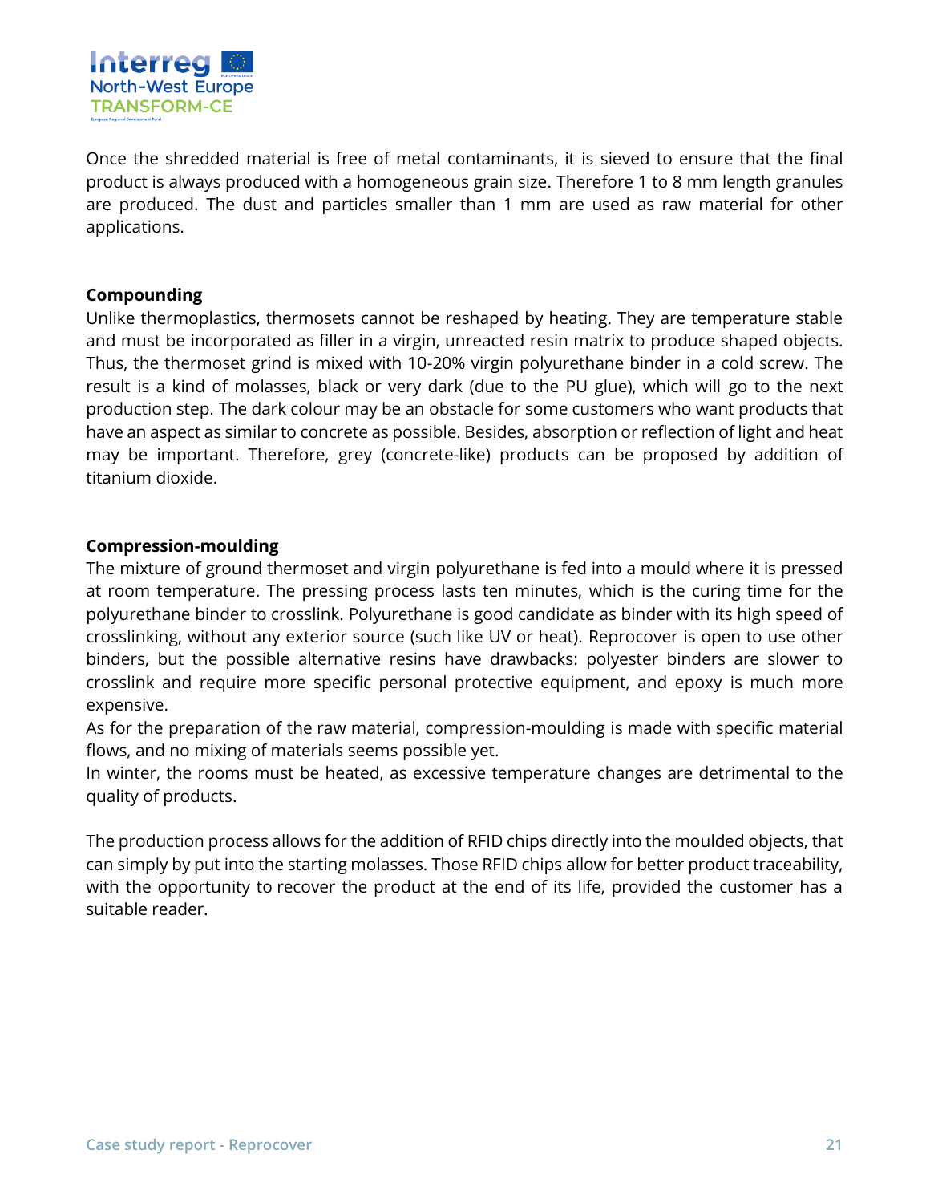Once the shredded material is free of metal contaminants, it is sieved to ensure that the final product is always produced with a homogeneous grain size. Therefore 1 to 8 mm length granules are produced. The dust and particles smaller than 1 mm are used as raw material for other applications.

**Compounding**

Unlike thermoplastics, thermosets cannot be reshaped by heating. They are temperature stable and must be incorporated as filler in a virgin, unreacted resin matrix to produce shaped objects. Thus, the thermoset grind is mixed with 10-20% virgin polyurethane binder in a cold screw. The result is a kind of molasses, black or very dark (due to the PU glue), which will go to the next production step. The dark colour may be an obstacle for some customers who want products that have an aspect as similar to concrete as possible. Besides, absorption or reflection of light and heat may be important. Therefore, grey (concrete-like) products can be proposed by addition of titanium dioxide.

**Compression-moulding**

The mixture of ground thermoset and virgin polyurethane is fed into a mould where it is pressed at room temperature. The pressing process lasts ten minutes, which is the curing time for the polyurethane binder to crosslink. Polyurethane is good candidate as binder with its high speed of crosslinking, without any exterior source (such like UV or heat). Reprocover is open to use other binders, but the possible alternative resins have drawbacks: polyester binders are slower to crosslink and require more specific personal protective equipment, and epoxy is much more expensive.

As for the preparation of the raw material, compression-moulding is made with specific material flows, and no mixing of materials seems possible yet.

In winter, the rooms must be heated, as excessive temperature changes are detrimental to the quality of products.

The production process allows for the addition of RFID chips directly into the moulded objects, that can simply by put into the starting molasses. Those RFID chips allow for better product traceability, with the opportunity to recover the product at the end of its life, provided the customer has a suitable reader.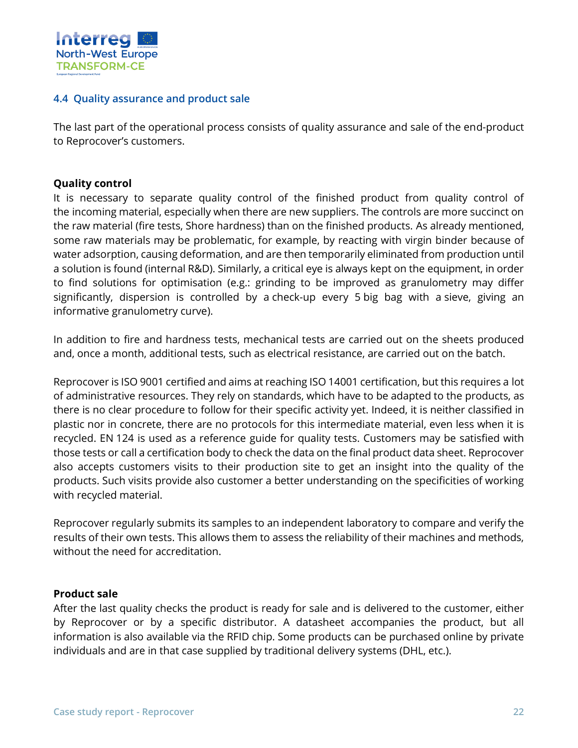### 4.4 Quality assurance and product sale

The last part of the operational process consists of quality assurance and sale of the end-product to Reprocover's customers.

**Quality control**

It is necessary to separate quality control of the finished product from quality control of the incoming material, especially when there are new suppliers. The controls are more succinct on the raw material (fire tests, Shore hardness) than on the finished products. As already mentioned, some raw materials may be problematic, for example, by reacting with virgin binder because of water adsorption, causing deformation, and are then temporarily eliminated from production until a solution is found (internal R&D). Similarly, a critical eye is always kept on the equipment, in order to find solutions for optimisation (e.g.: grinding to be improved as granulometry may differ significantly, dispersion is controlled by a check-up every 5 big bag with a sieve, giving an informative granulometry curve).

In addition to fire and hardness tests, mechanical tests are carried out on the sheets produced and, once a month, additional tests, such as electrical resistance, are carried out on the batch.

Reprocover is ISO 9001 certified and aims at reaching ISO 14001 certification, but this requires a lot of administrative resources. They rely on standards, which have to be adapted to the products, as there is no clear procedure to follow for their specific activity yet. Indeed, it is neither classified in plastic nor in concrete, there are no protocols for this intermediate material, even less when it is recycled. EN 124 is used as a reference guide for quality tests. Customers may be satisfied with those tests or call a certification body to check the data on the final product data sheet. Reprocover also accepts customers visits to their production site to get an insight into the quality of the products. Such visits provide also customer a better understanding on the specificities of working with recycled material.

Reprocover regularly submits its samples to an independent laboratory to compare and verify the results of their own tests. This allows them to assess the reliability of their machines and methods, without the need for accreditation.

**Product sale**

After the last quality checks the product is ready for sale and is delivered to the customer, either by Reprocover or by a specific distributor. A datasheet accompanies the product, but all information is also available via the RFID chip. Some products can be purchased online by private individuals and are in that case supplied by traditional delivery systems (DHL, etc.).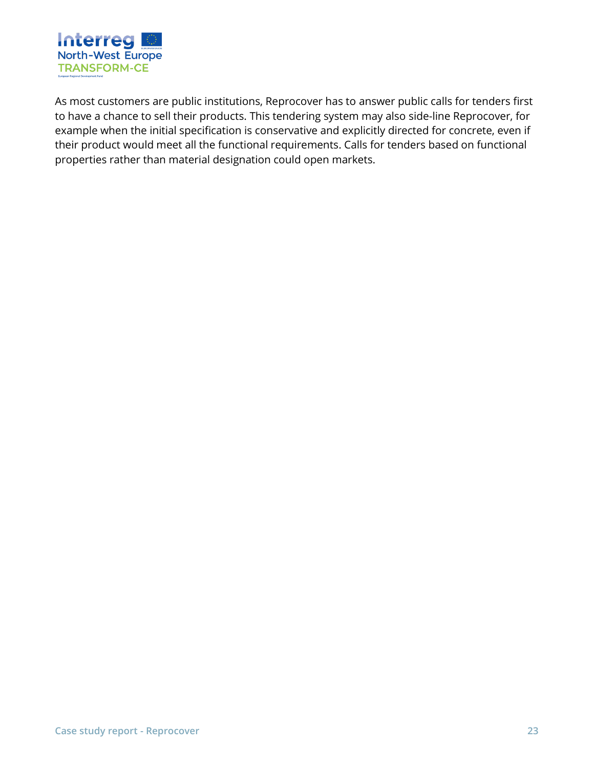As most customers are public institutions, Reprocover has to answer public calls for tenders first to have a chance to sell their products. This tendering system may also side-line Reprocover, for example when the initial specification is conservative and explicitly directed for concrete, even if their product would meet all the functional requirements. Calls for tenders based on functional properties rather than material designation could open markets.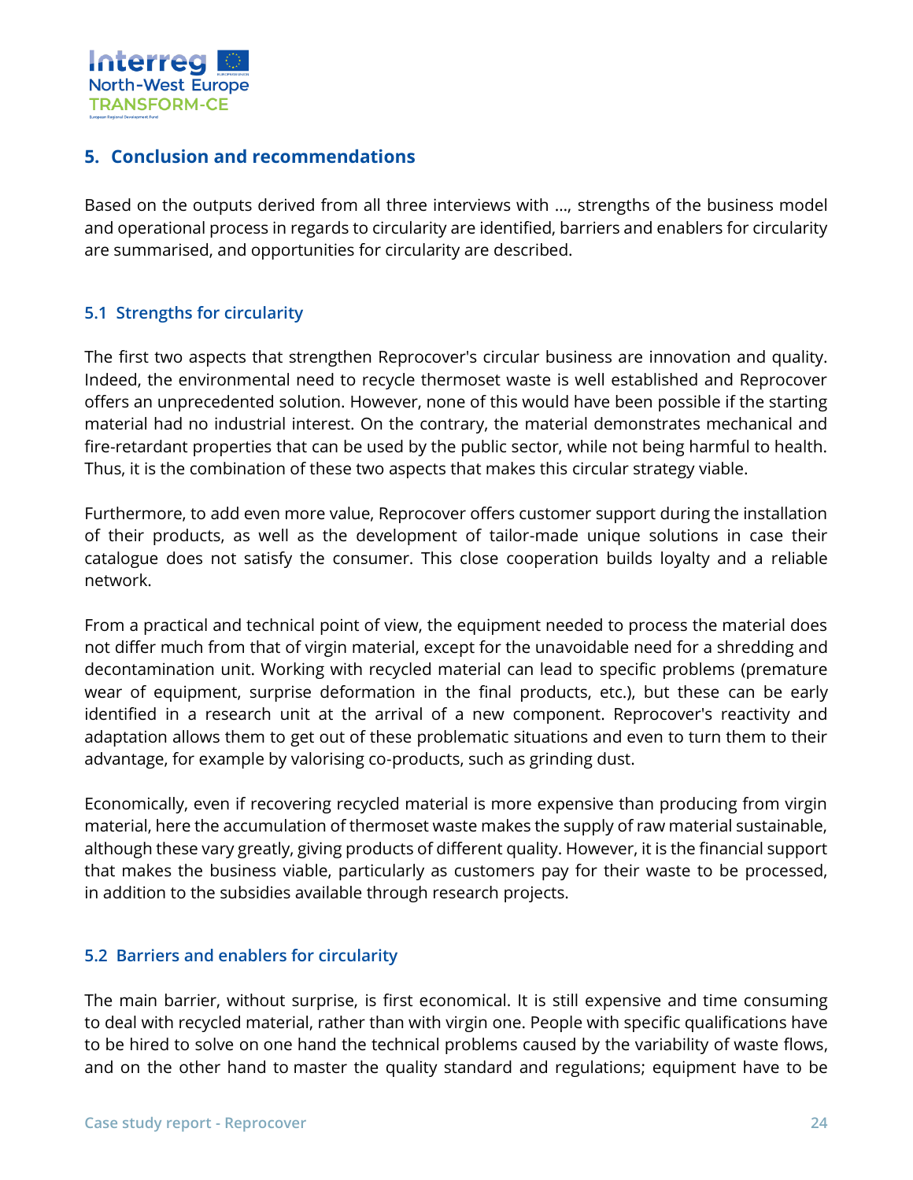## 5. Conclusion and recommendations

Based on the outputs derived from all three interviews with ..., strengths of the business model and operational process in regards to circularity are identified, barriers and enablers for circularity are summarised, and opportunities for circularity are described.

### 5.1 Strengths for circularity

The first two aspects that strengthen Reprocover's circular business are innovation and quality. Indeed, the environmental need to recycle thermoset waste is well established and Reprocover offers an unprecedented solution. However, none of this would have been possible if the starting material had no industrial interest. On the contrary, the material demonstrates mechanical and fire-retardant properties that can be used by the public sector, while not being harmful to health. Thus, it is the combination of these two aspects that makes this circular strategy viable.

Furthermore, to add even more value, Reprocover offers customer support during the installation of their products, as well as the development of tailor-made unique solutions in case their catalogue does not satisfy the consumer. This close cooperation builds loyalty and a reliable network.

From a practical and technical point of view, the equipment needed to process the material does not differ much from that of virgin material, except for the unavoidable need for a shredding and decontamination unit. Working with recycled material can lead to specific problems (premature wear of equipment, surprise deformation in the final products, etc.), but these can be early identified in a research unit at the arrival of a new component. Reprocover's reactivity and adaptation allows them to get out of these problematic situations and even to turn them to their advantage, for example by valorising co-products, such as grinding dust.

Economically, even if recovering recycled material is more expensive than producing from virgin material, here the accumulation of thermoset waste makes the supply of raw material sustainable, although these vary greatly, giving products of different quality. However, it is the financial support that makes the business viable, particularly as customers pay for their waste to be processed, in addition to the subsidies available through research projects.

### 5.2 Barriers and enablers for circularity

The main barrier, without surprise, is first economical. It is still expensive and time consuming to deal with recycled material, rather than with virgin one. People with specific qualifications have to be hired to solve on one hand the technical problems caused by the variability of waste flows, and on the other hand to master the quality standard and regulations; equipment have to be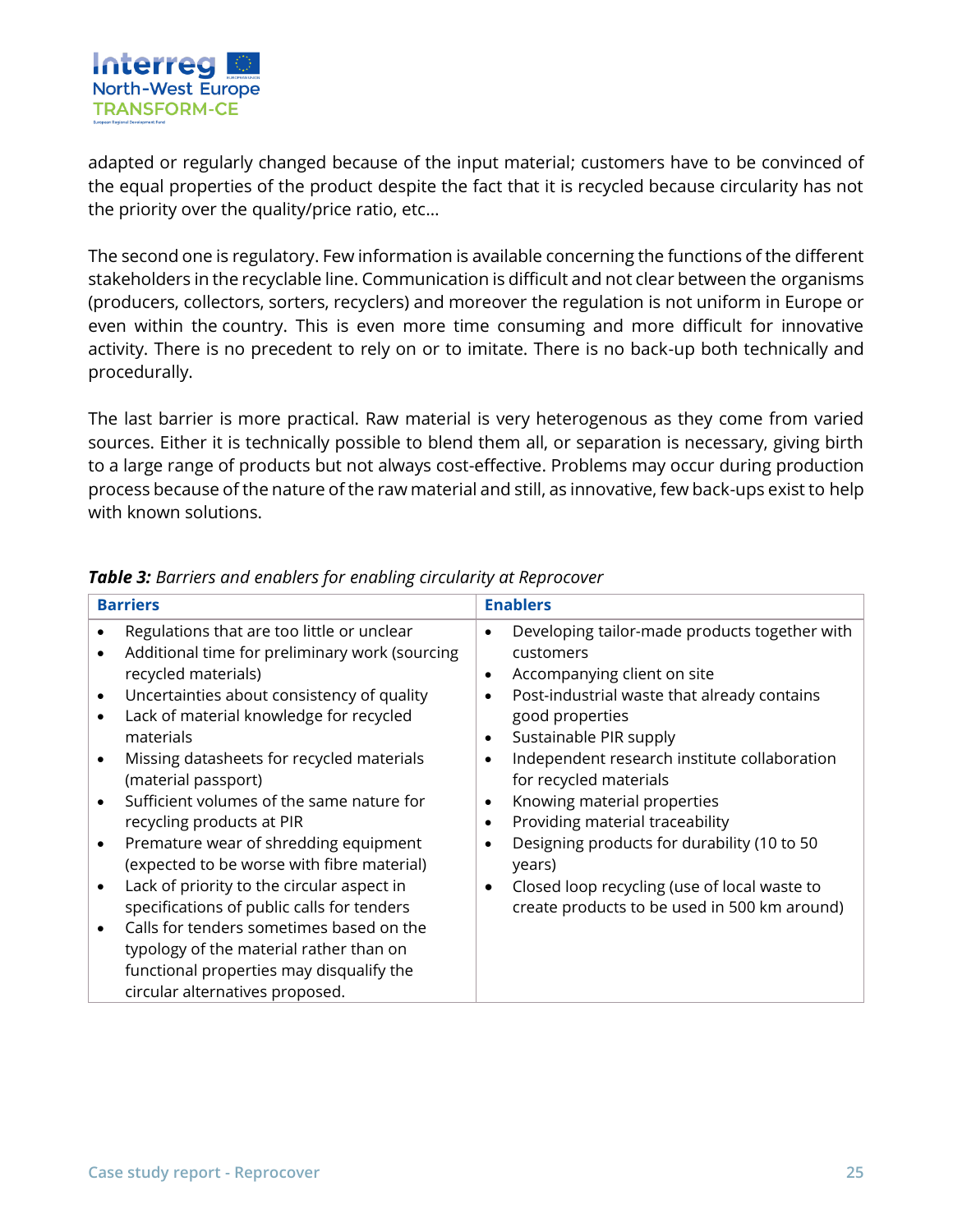adapted or regularly changed because of the input material; customers have to be convinced of the equal properties of the product despite the fact that it is recycled because circularity has not the priority over the quality/price ratio, etc…

The second one is regulatory. Few information is available concerning the functions of the different stakeholders in the recyclable line. Communication is difficult and not clear between the organisms (producers, collectors, sorters, recyclers) and moreover the regulation is not uniform in Europe or even within the country. This is even more time consuming and more difficult for innovative activity. There is no precedent to rely on or to imitate. There is no back-up both technically and procedurally.

The last barrier is more practical. Raw material is very heterogenous as they come from varied sources. Either it is technically possible to blend them all, or separation is necessary, giving birth to a large range of products but not always cost-effective. Problems may occur during production process because of the nature of the raw material and still, as innovative, few back-ups exist to help with known solutions.

***Table 3:*** *Barriers and enablers for enabling circularity at Reprocover*

| Barriers | Enablers |
| --- | --- |
| • Regulations that are too little or unclear<br>• Additional time for preliminary work (sourcing recycled materials)<br>• Uncertainties about consistency of quality<br>• Lack of material knowledge for recycled materials<br>• Missing datasheets for recycled materials (material passport)<br>• Sufficient volumes of the same nature for recycling products at PIR<br>• Premature wear of shredding equipment (expected to be worse with fibre material)<br>• Lack of priority to the circular aspect in specifications of public calls for tenders<br>• Calls for tenders sometimes based on the typology of the material rather than on functional properties may disqualify the circular alternatives proposed. | • Developing tailor-made products together with customers<br>• Accompanying client on site<br>• Post-industrial waste that already contains good properties<br>• Sustainable PIR supply<br>• Independent research institute collaboration for recycled materials<br>• Knowing material properties<br>• Providing material traceability<br>• Designing products for durability (10 to 50 years)<br>• Closed loop recycling (use of local waste to create products to be used in 500 km around) |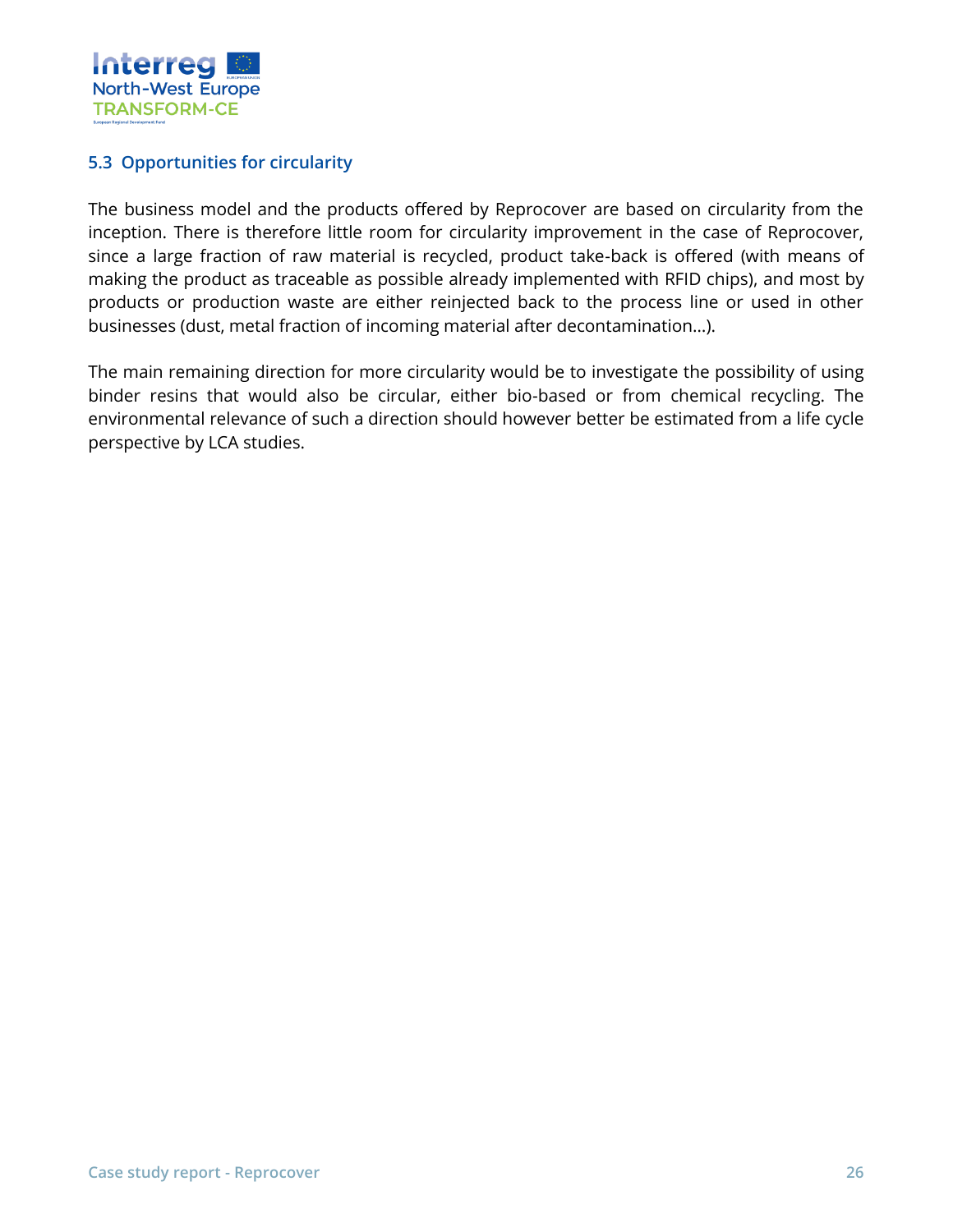### 5.3 Opportunities for circularity

The business model and the products offered by Reprocover are based on circularity from the inception. There is therefore little room for circularity improvement in the case of Reprocover, since a large fraction of raw material is recycled, product take-back is offered (with means of making the product as traceable as possible already implemented with RFID chips), and most by products or production waste are either reinjected back to the process line or used in other businesses (dust, metal fraction of incoming material after decontamination…).

The main remaining direction for more circularity would be to investigate the possibility of using binder resins that would also be circular, either bio-based or from chemical recycling. The environmental relevance of such a direction should however better be estimated from a life cycle perspective by LCA studies.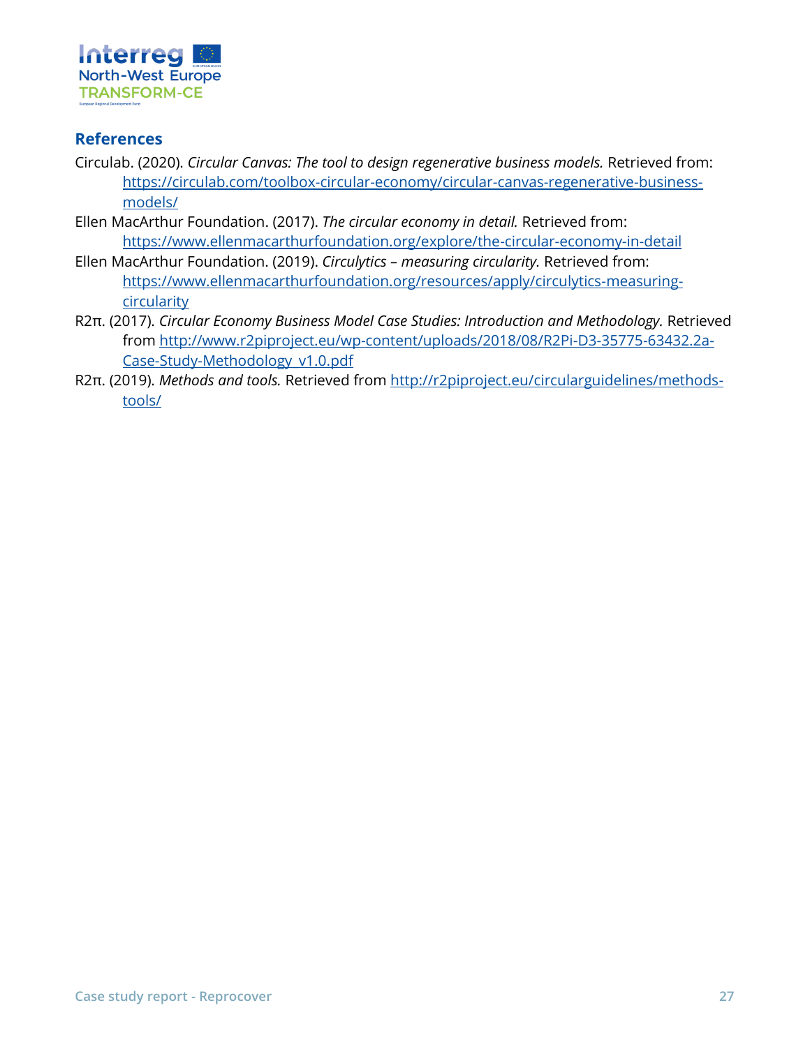## References

Circulab. (2020). *Circular Canvas: The tool to design regenerative business models.* Retrieved from: https://circulab.com/toolbox-circular-economy/circular-canvas-regenerative-business-models/

Ellen MacArthur Foundation. (2017). *The circular economy in detail.* Retrieved from: https://www.ellenmacarthurfoundation.org/explore/the-circular-economy-in-detail

Ellen MacArthur Foundation. (2019). *Circulytics – measuring circularity.* Retrieved from: https://www.ellenmacarthurfoundation.org/resources/apply/circulytics-measuring-circularity

R2π. (2017). *Circular Economy Business Model Case Studies: Introduction and Methodology.* Retrieved from http://www.r2piproject.eu/wp-content/uploads/2018/08/R2Pi-D3-35775-63432.2a-Case-Study-Methodology_v1.0.pdf

R2π. (2019). *Methods and tools.* Retrieved from http://r2piproject.eu/circularguidelines/methods-tools/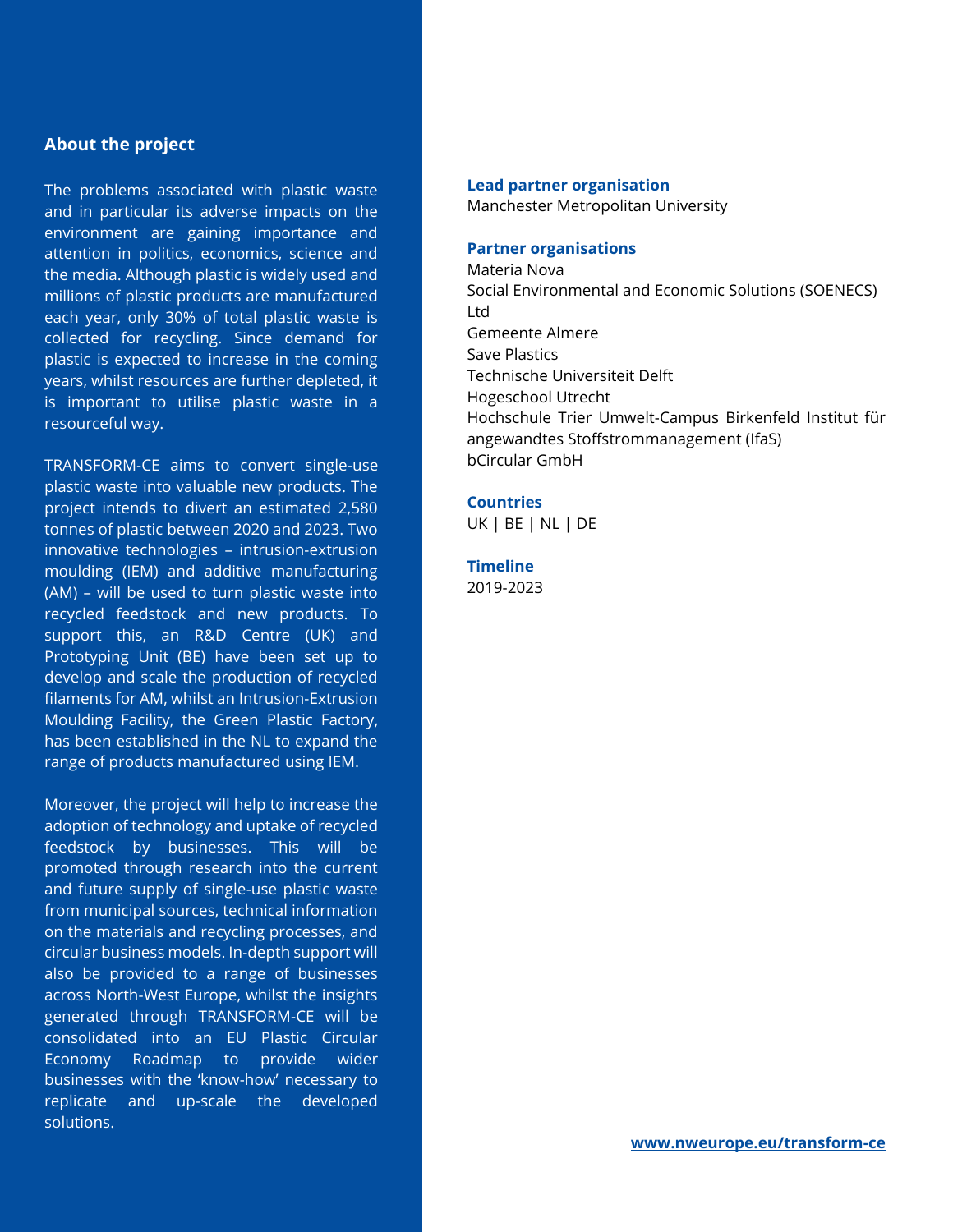## About the project

The problems associated with plastic waste and in particular its adverse impacts on the environment are gaining importance and attention in politics, economics, science and the media. Although plastic is widely used and millions of plastic products are manufactured each year, only 30% of total plastic waste is collected for recycling. Since demand for plastic is expected to increase in the coming years, whilst resources are further depleted, it is important to utilise plastic waste in a resourceful way.

TRANSFORM-CE aims to convert single-use plastic waste into valuable new products. The project intends to divert an estimated 2,580 tonnes of plastic between 2020 and 2023. Two innovative technologies – intrusion-extrusion moulding (IEM) and additive manufacturing (AM) – will be used to turn plastic waste into recycled feedstock and new products. To support this, an R&D Centre (UK) and Prototyping Unit (BE) have been set up to develop and scale the production of recycled filaments for AM, whilst an Intrusion-Extrusion Moulding Facility, the Green Plastic Factory, has been established in the NL to expand the range of products manufactured using IEM.

Moreover, the project will help to increase the adoption of technology and uptake of recycled feedstock by businesses. This will be promoted through research into the current and future supply of single-use plastic waste from municipal sources, technical information on the materials and recycling processes, and circular business models. In-depth support will also be provided to a range of businesses across North-West Europe, whilst the insights generated through TRANSFORM-CE will be consolidated into an EU Plastic Circular Economy Roadmap to provide wider businesses with the 'know-how' necessary to replicate and up-scale the developed solutions.

**Lead partner organisation**
Manchester Metropolitan University

**Partner organisations**
Materia Nova
Social Environmental and Economic Solutions (SOENECS) Ltd
Gemeente Almere
Save Plastics
Technische Universiteit Delft
Hogeschool Utrecht
Hochschule Trier Umwelt-Campus Birkenfeld Institut für angewandtes Stoffstrommanagement (IfaS)
bCircular GmbH

**Countries**
UK | BE | NL | DE

**Timeline**
2019-2023

**www.nweurope.eu/transform-ce**